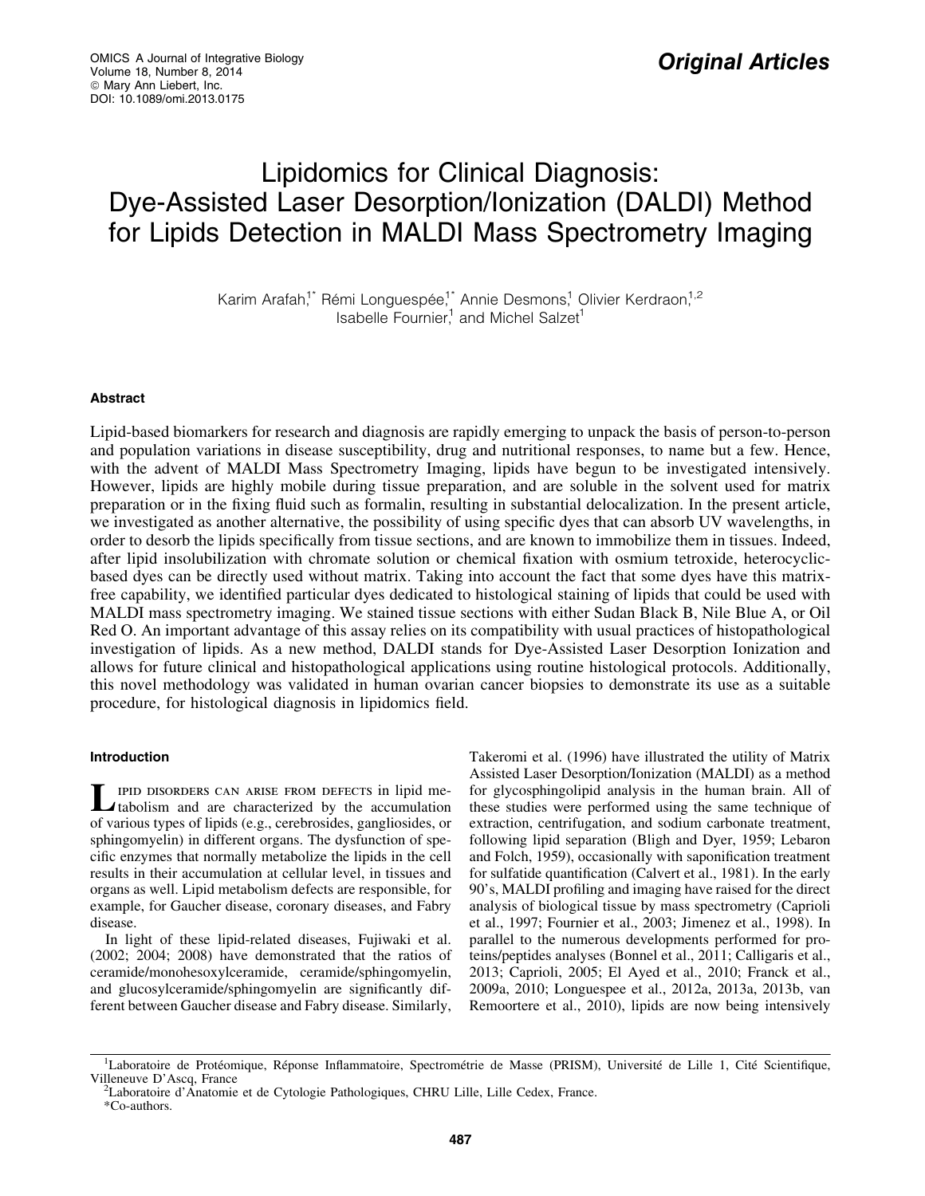Original Articles

# Lipidomics for Clinical Diagnosis: Dye-Assisted Laser Desorption/Ionization (DALDI) Method for Lipids Detection in MALDI Mass Spectrometry Imaging

Karim Arafah,[1*] Rémi Longuespée,[1*] Annie Desmons,[1] Olivier Kerdraon,[1,2] Isabelle Fournier,[1] and Michel Salzet[1]

## Abstract

Lipid-based biomarkers for research and diagnosis are rapidly emerging to unpack the basis of person-to-person and population variations in disease susceptibility, drug and nutritional responses, to name but a few. Hence, with the advent of MALDI Mass Spectrometry Imaging, lipids have begun to be investigated intensively. However, lipids are highly mobile during tissue preparation, and are soluble in the solvent used for matrix preparation or in the fixing fluid such as formalin, resulting in substantial delocalization. In the present article, we investigated as another alternative, the possibility of using specific dyes that can absorb UV wavelengths, in order to desorb the lipids specifically from tissue sections, and are known to immobilize them in tissues. Indeed, after lipid insolubilization with chromate solution or chemical fixation with osmium tetroxide, heterocyclic-based dyes can be directly used without matrix. Taking into account the fact that some dyes have this matrix-free capability, we identified particular dyes dedicated to histological staining of lipids that could be used with MALDI mass spectrometry imaging. We stained tissue sections with either Sudan Black B, Nile Blue A, or Oil Red O. An important advantage of this assay relies on its compatibility with usual practices of histopathological investigation of lipids. As a new method, DALDI stands for Dye-Assisted Laser Desorption Ionization and allows for future clinical and histopathological applications using routine histological protocols. Additionally, this novel methodology was validated in human ovarian cancer biopsies to demonstrate its use as a suitable procedure, for histological diagnosis in lipidomics field.

## Introduction

Lipid disorders can arise from defects in lipid metabolism and are characterized by the accumulation of various types of lipids (e.g., cerebrosides, gangliosides, or sphingomyelin) in different organs. The dysfunction of specific enzymes that normally metabolize the lipids in the cell results in their accumulation at cellular level, in tissues and organs as well. Lipid metabolism defects are responsible, for example, for Gaucher disease, coronary diseases, and Fabry disease.

In light of these lipid-related diseases, Fujiwaki et al. (2002; 2004; 2008) have demonstrated that the ratios of ceramide/monohesoxylceramide, ceramide/sphingomyelin, and glucosylceramide/sphingomyelin are significantly different between Gaucher disease and Fabry disease. Similarly, Takeromi et al. (1996) have illustrated the utility of Matrix Assisted Laser Desorption/Ionization (MALDI) as a method for glycosphingolipid analysis in the human brain. All of these studies were performed using the same technique of extraction, centrifugation, and sodium carbonate treatment, following lipid separation (Bligh and Dyer, 1959; Lebaron and Folch, 1959), occasionally with saponification treatment for sulfatide quantification (Calvert et al., 1981). In the early 90's, MALDI profiling and imaging have raised for the direct analysis of biological tissue by mass spectrometry (Caprioli et al., 1997; Fournier et al., 2003; Jimenez et al., 1998). In parallel to the numerous developments performed for proteins/peptides analyses (Bonnel et al., 2011; Calligaris et al., 2013; Caprioli, 2005; El Ayed et al., 2010; Franck et al., 2009a, 2010; Longuespee et al., 2012a, 2013a, 2013b, van Remoortere et al., 2010), lipids are now being intensively

---

[1]Laboratoire de Protéomique, Réponse Inflammatoire, Spectrométrie de Masse (PRISM), Université de Lille 1, Cité Scientifique, Villeneuve D'Ascq, France

[2]Laboratoire d'Anatomie et de Cytologie Pathologiques, CHRU Lille, Lille Cedex, France.

*Co-authors.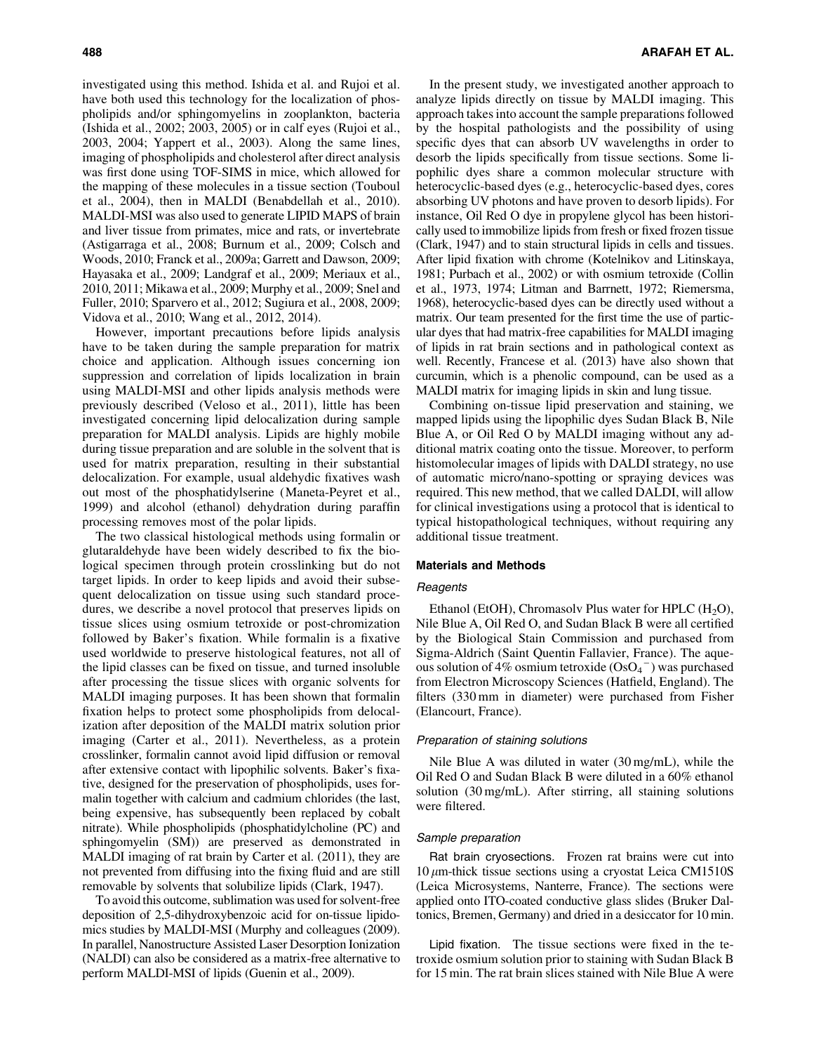investigated using this method. Ishida et al. and Rujoi et al. have both used this technology for the localization of phospholipids and/or sphingomyelins in zooplankton, bacteria (Ishida et al., 2002; 2003, 2005) or in calf eyes (Rujoi et al., 2003, 2004; Yappert et al., 2003). Along the same lines, imaging of phospholipids and cholesterol after direct analysis was first done using TOF-SIMS in mice, which allowed for the mapping of these molecules in a tissue section (Touboul et al., 2004), then in MALDI (Benabdellah et al., 2010). MALDI-MSI was also used to generate LIPID MAPS of brain and liver tissue from primates, mice and rats, or invertebrate (Astigarraga et al., 2008; Burnum et al., 2009; Colsch and Woods, 2010; Franck et al., 2009a; Garrett and Dawson, 2009; Hayasaka et al., 2009; Landgraf et al., 2009; Meriaux et al., 2010, 2011; Mikawa et al., 2009; Murphy et al., 2009; Snel and Fuller, 2010; Sparvero et al., 2012; Sugiura et al., 2008, 2009; Vidova et al., 2010; Wang et al., 2012, 2014).

However, important precautions before lipids analysis have to be taken during the sample preparation for matrix choice and application. Although issues concerning ion suppression and correlation of lipids localization in brain using MALDI-MSI and other lipids analysis methods were previously described (Veloso et al., 2011), little has been investigated concerning lipid delocalization during sample preparation for MALDI analysis. Lipids are highly mobile during tissue preparation and are soluble in the solvent that is used for matrix preparation, resulting in their substantial delocalization. For example, usual aldehydic fixatives wash out most of the phosphatidylserine (Maneta-Peyret et al., 1999) and alcohol (ethanol) dehydration during paraffin processing removes most of the polar lipids.

The two classical histological methods using formalin or glutaraldehyde have been widely described to fix the biological specimen through protein crosslinking but do not target lipids. In order to keep lipids and avoid their subsequent delocalization on tissue using such standard procedures, we describe a novel protocol that preserves lipids on tissue slices using osmium tetroxide or post-chromization followed by Baker's fixation. While formalin is a fixative used worldwide to preserve histological features, not all of the lipid classes can be fixed on tissue, and turned insoluble after processing the tissue slices with organic solvents for MALDI imaging purposes. It has been shown that formalin fixation helps to protect some phospholipids from delocalization after deposition of the MALDI matrix solution prior imaging (Carter et al., 2011). Nevertheless, as a protein crosslinker, formalin cannot avoid lipid diffusion or removal after extensive contact with lipophilic solvents. Baker's fixative, designed for the preservation of phospholipids, uses formalin together with calcium and cadmium chlorides (the last, being expensive, has subsequently been replaced by cobalt nitrate). While phospholipids (phosphatidylcholine (PC) and sphingomyelin (SM)) are preserved as demonstrated in MALDI imaging of rat brain by Carter et al. (2011), they are not prevented from diffusing into the fixing fluid and are still removable by solvents that solubilize lipids (Clark, 1947).

To avoid this outcome, sublimation was used for solvent-free deposition of 2,5-dihydroxybenzoic acid for on-tissue lipidomics studies by MALDI-MSI (Murphy and colleagues (2009). In parallel, Nanostructure Assisted Laser Desorption Ionization (NALDI) can also be considered as a matrix-free alternative to perform MALDI-MSI of lipids (Guenin et al., 2009).

In the present study, we investigated another approach to analyze lipids directly on tissue by MALDI imaging. This approach takes into account the sample preparations followed by the hospital pathologists and the possibility of using specific dyes that can absorb UV wavelengths in order to desorb the lipids specifically from tissue sections. Some lipophilic dyes share a common molecular structure with heterocyclic-based dyes (e.g., heterocyclic-based dyes, cores absorbing UV photons and have proven to desorb lipids). For instance, Oil Red O dye in propylene glycol has been historically used to immobilize lipids from fresh or fixed frozen tissue (Clark, 1947) and to stain structural lipids in cells and tissues. After lipid fixation with chrome (Kotelnikov and Litinskaya, 1981; Purbach et al., 2002) or with osmium tetroxide (Collin et al., 1973, 1974; Litman and Barrnett, 1972; Riemersma, 1968), heterocyclic-based dyes can be directly used without a matrix. Our team presented for the first time the use of particular dyes that had matrix-free capabilities for MALDI imaging of lipids in rat brain sections and in pathological context as well. Recently, Francese et al. (2013) have also shown that curcumin, which is a phenolic compound, can be used as a MALDI matrix for imaging lipids in skin and lung tissue.

Combining on-tissue lipid preservation and staining, we mapped lipids using the lipophilic dyes Sudan Black B, Nile Blue A, or Oil Red O by MALDI imaging without any additional matrix coating onto the tissue. Moreover, to perform histomolecular images of lipids with DALDI strategy, no use of automatic micro/nano-spotting or spraying devices was required. This new method, that we called DALDI, will allow for clinical investigations using a protocol that is identical to typical histopathological techniques, without requiring any additional tissue treatment.

## Materials and Methods

### Reagents

Ethanol (EtOH), Chromasolv Plus water for HPLC ($H_2O$), Nile Blue A, Oil Red O, and Sudan Black B were all certified by the Biological Stain Commission and purchased from Sigma-Aldrich (Saint Quentin Fallavier, France). The aqueous solution of 4% osmium tetroxide ($OsO_4^-$) was purchased from Electron Microscopy Sciences (Hatfield, England). The filters (330 mm in diameter) were purchased from Fisher (Elancourt, France).

### Preparation of staining solutions

Nile Blue A was diluted in water (30 mg/mL), while the Oil Red O and Sudan Black B were diluted in a 60% ethanol solution (30 mg/mL). After stirring, all staining solutions were filtered.

### Sample preparation

Rat brain cryosections. Frozen rat brains were cut into 10 $\mu$m-thick tissue sections using a cryostat Leica CM1510S (Leica Microsystems, Nanterre, France). The sections were applied onto ITO-coated conductive glass slides (Bruker Daltonics, Bremen, Germany) and dried in a desiccator for 10 min.

Lipid fixation. The tissue sections were fixed in the tetroxide osmium solution prior to staining with Sudan Black B for 15 min. The rat brain slices stained with Nile Blue A were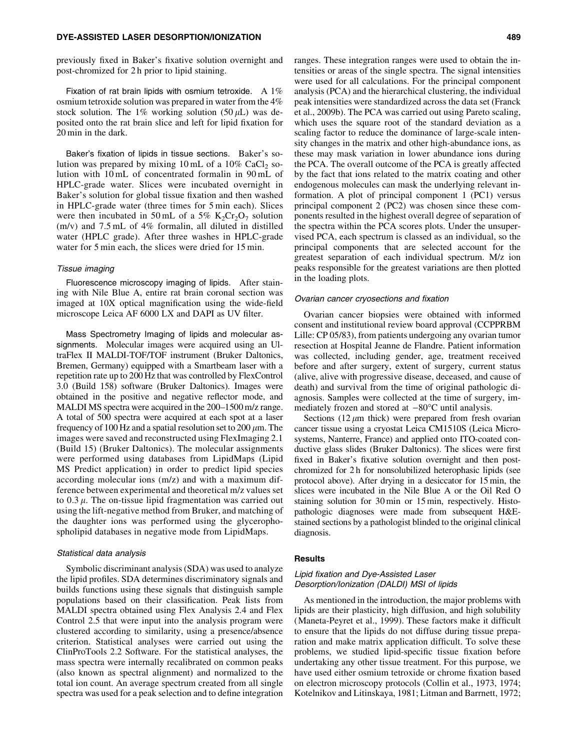previously fixed in Baker's fixative solution overnight and post-chromized for 2 h prior to lipid staining.

**Fixation of rat brain lipids with osmium tetroxide.** A 1% osmium tetroxide solution was prepared in water from the 4% stock solution. The 1% working solution (50 $\mu$L) was deposited onto the rat brain slice and left for lipid fixation for 20 min in the dark.

**Baker's fixation of lipids in tissue sections.** Baker's solution was prepared by mixing 10 mL of a 10% $CaCl_2$ solution with 10 mL of concentrated formalin in 90 mL of HPLC-grade water. Slices were incubated overnight in Baker's solution for global tissue fixation and then washed in HPLC-grade water (three times for 5 min each). Slices were then incubated in 50 mL of a 5% $K_2Cr_2O_7$ solution (m/v) and 7.5 mL of 4% formalin, all diluted in distilled water (HPLC grade). After three washes in HPLC-grade water for 5 min each, the slices were dried for 15 min.

### *Tissue imaging*

**Fluorescence microscopy imaging of lipids.** After staining with Nile Blue A, entire rat brain coronal section was imaged at 10X optical magnification using the wide-field microscope Leica AF 6000 LX and DAPI as UV filter.

**Mass Spectrometry Imaging of lipids and molecular assignments.** Molecular images were acquired using an UltraFlex II MALDI-TOF/TOF instrument (Bruker Daltonics, Bremen, Germany) equipped with a Smartbeam laser with a repetition rate up to 200 Hz that was controlled by FlexControl 3.0 (Build 158) software (Bruker Daltonics). Images were obtained in the positive and negative reflector mode, and MALDI MS spectra were acquired in the 200–1500 m/z range. A total of 500 spectra were acquired at each spot at a laser frequency of 100 Hz and a spatial resolution set to 200 $\mu$m. The images were saved and reconstructed using FlexImaging 2.1 (Build 15) (Bruker Daltonics). The molecular assignments were performed using databases from LipidMaps (Lipid MS Predict application) in order to predict lipid species according molecular ions (m/z) and with a maximum difference between experimental and theoretical m/z values set to 0.3 $\mu$. The on-tissue lipid fragmentation was carried out using the lift-negative method from Bruker, and matching of the daughter ions was performed using the glycerophospholipid databases in negative mode from LipidMaps.

### *Statistical data analysis*

Symbolic discriminant analysis (SDA) was used to analyze the lipid profiles. SDA determines discriminatory signals and builds functions using these signals that distinguish sample populations based on their classification. Peak lists from MALDI spectra obtained using Flex Analysis 2.4 and Flex Control 2.5 that were input into the analysis program were clustered according to similarity, using a presence/absence criterion. Statistical analyses were carried out using the ClinProTools 2.2 Software. For the statistical analyses, the mass spectra were internally recalibrated on common peaks (also known as spectral alignment) and normalized to the total ion count. An average spectrum created from all single spectra was used for a peak selection and to define integration ranges. These integration ranges were used to obtain the intensities or areas of the single spectra. The signal intensities were used for all calculations. For the principal component analysis (PCA) and the hierarchical clustering, the individual peak intensities were standardized across the data set (Franck et al., 2009b). The PCA was carried out using Pareto scaling, which uses the square root of the standard deviation as a scaling factor to reduce the dominance of large-scale intensity changes in the matrix and other high-abundance ions, as these may mask variation in lower abundance ions during the PCA. The overall outcome of the PCA is greatly affected by the fact that ions related to the matrix coating and other endogenous molecules can mask the underlying relevant information. A plot of principal component 1 (PC1) versus principal component 2 (PC2) was chosen since these components resulted in the highest overall degree of separation of the spectra within the PCA scores plots. Under the unsupervised PCA, each spectrum is classed as an individual, so the principal components that are selected account for the greatest separation of each individual spectrum. M/z ion peaks responsible for the greatest variations are then plotted in the loading plots.

### *Ovarian cancer cryosections and fixation*

Ovarian cancer biopsies were obtained with informed consent and institutional review board approval (CCPPRBM Lille: CP 05/83), from patients undergoing any ovarian tumor resection at Hospital Jeanne de Flandre. Patient information was collected, including gender, age, treatment received before and after surgery, extent of surgery, current status (alive, alive with progressive disease, deceased, and cause of death) and survival from the time of original pathologic diagnosis. Samples were collected at the time of surgery, immediately frozen and stored at −80°C until analysis.

Sections (12 $\mu$m thick) were prepared from fresh ovarian cancer tissue using a cryostat Leica CM1510S (Leica Microsystems, Nanterre, France) and applied onto ITO-coated conductive glass slides (Bruker Daltonics). The slices were first fixed in Baker's fixative solution overnight and then post-chromized for 2 h for nonsolubilized heterophasic lipids (see protocol above). After drying in a desiccator for 15 min, the slices were incubated in the Nile Blue A or the Oil Red O staining solution for 30 min or 15 min, respectively. Histopathologic diagnoses were made from subsequent H&E-stained sections by a pathologist blinded to the original clinical diagnosis.

## Results

### *Lipid fixation and Dye-Assisted Laser Desorption/Ionization (DALDI) MSI of lipids*

As mentioned in the introduction, the major problems with lipids are their plasticity, high diffusion, and high solubility (Maneta-Peyret et al., 1999). These factors make it difficult to ensure that the lipids do not diffuse during tissue preparation and make matrix application difficult. To solve these problems, we studied lipid-specific tissue fixation before undertaking any other tissue treatment. For this purpose, we have used either osmium tetroxide or chrome fixation based on electron microscopy protocols (Collin et al., 1973, 1974; Kotelnikov and Litinskaya, 1981; Litman and Barrnett, 1972;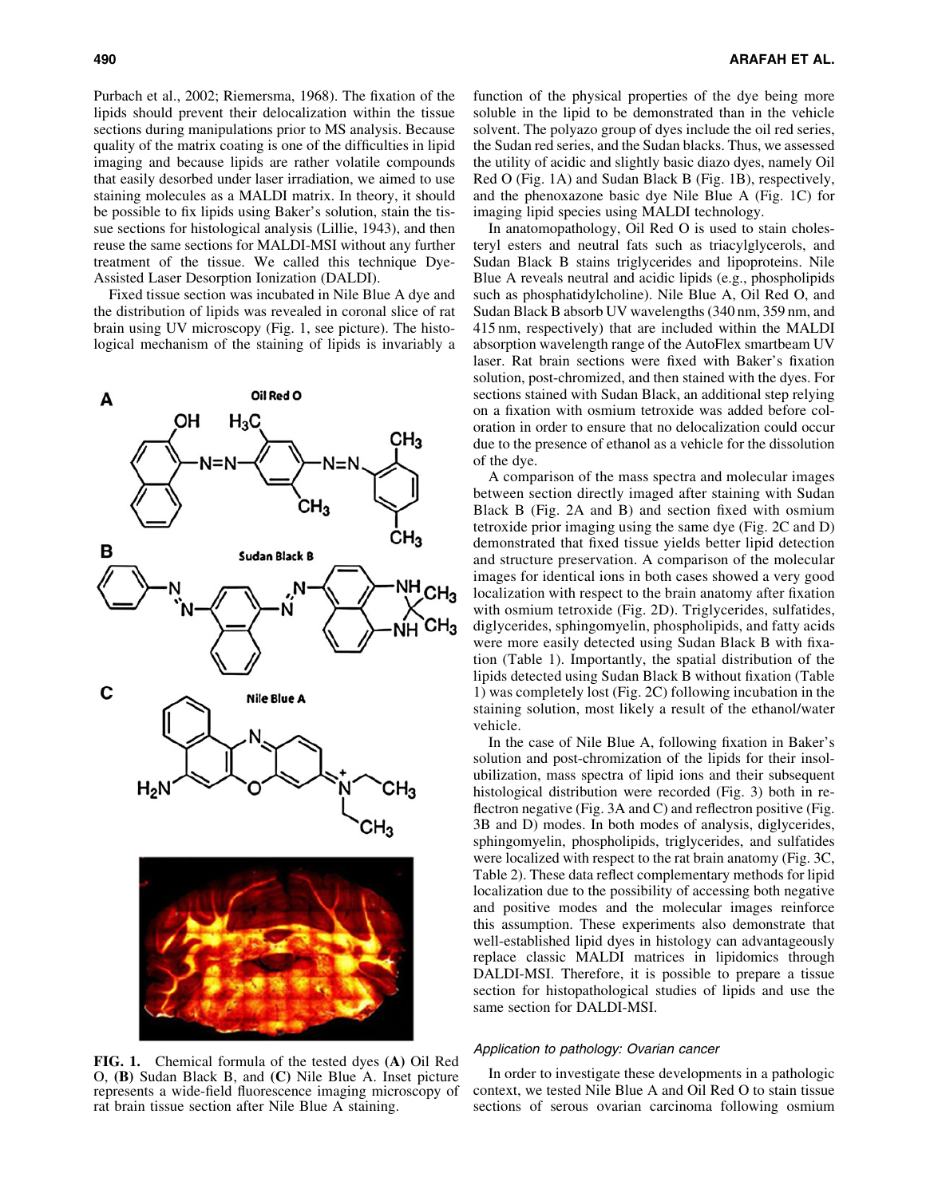Purbach et al., 2002; Riemersma, 1968). The fixation of the lipids should prevent their delocalization within the tissue sections during manipulations prior to MS analysis. Because quality of the matrix coating is one of the difficulties in lipid imaging and because lipids are rather volatile compounds that easily desorbed under laser irradiation, we aimed to use staining molecules as a MALDI matrix. In theory, it should be possible to fix lipids using Baker's solution, stain the tissue sections for histological analysis (Lillie, 1943), and then reuse the same sections for MALDI-MSI without any further treatment of the tissue. We called this technique Dye-Assisted Laser Desorption Ionization (DALDI).

Fixed tissue section was incubated in Nile Blue A dye and the distribution of lipids was revealed in coronal slice of rat brain using UV microscopy (Fig. 1, see picture). The histological mechanism of the staining of lipids is invariably a function of the physical properties of the dye being more soluble in the lipid to be demonstrated than in the vehicle solvent. The polyazo group of dyes include the oil red series, the Sudan red series, and the Sudan blacks. Thus, we assessed the utility of acidic and slightly basic diazo dyes, namely Oil Red O (Fig. 1A) and Sudan Black B (Fig. 1B), respectively, and the phenoxazone basic dye Nile Blue A (Fig. 1C) for imaging lipid species using MALDI technology.

In anatomopathology, Oil Red O is used to stain cholesteryl esters and neutral fats such as triacylglycerols, and Sudan Black B stains triglycerides and lipoproteins. Nile Blue A reveals neutral and acidic lipids (e.g., phospholipids such as phosphatidylcholine). Nile Blue A, Oil Red O, and Sudan Black B absorb UV wavelengths (340 nm, 359 nm, and 415 nm, respectively) that are included within the MALDI absorption wavelength range of the AutoFlex smartbeam UV laser. Rat brain sections were fixed with Baker's fixation solution, post-chromized, and then stained with the dyes. For sections stained with Sudan Black, an additional step relying on a fixation with osmium tetroxide was added before coloration in order to ensure that no delocalization could occur due to the presence of ethanol as a vehicle for the dissolution of the dye.

A comparison of the mass spectra and molecular images between section directly imaged after staining with Sudan Black B (Fig. 2A and B) and section fixed with osmium tetroxide prior imaging using the same dye (Fig. 2C and D) demonstrated that fixed tissue yields better lipid detection and structure preservation. A comparison of the molecular images for identical ions in both cases showed a very good localization with respect to the brain anatomy after fixation with osmium tetroxide (Fig. 2D). Triglycerides, sulfatides, diglycerides, sphingomyelin, phospholipids, and fatty acids were more easily detected using Sudan Black B with fixation (Table 1). Importantly, the spatial distribution of the lipids detected using Sudan Black B without fixation (Table 1) was completely lost (Fig. 2C) following incubation in the staining solution, most likely a result of the ethanol/water vehicle.

In the case of Nile Blue A, following fixation in Baker's solution and post-chromization of the lipids for their insolubilization, mass spectra of lipid ions and their subsequent histological distribution were recorded (Fig. 3) both in reflectron negative (Fig. 3A and C) and reflectron positive (Fig. 3B and D) modes. In both modes of analysis, diglycerides, sphingomyelin, phospholipids, triglycerides, and sulfatides were localized with respect to the rat brain anatomy (Fig. 3C, Table 2). These data reflect complementary methods for lipid localization due to the possibility of accessing both negative and positive modes and the molecular images reinforce this assumption. These experiments also demonstrate that well-established lipid dyes in histology can advantageously replace classic MALDI matrices in lipidomics through DALDI-MSI. Therefore, it is possible to prepare a tissue section for histopathological studies of lipids and use the same section for DALDI-MSI.

**FIG. 1.** Chemical formula of the tested dyes **(A)** Oil Red O, **(B)** Sudan Black B, and **(C)** Nile Blue A. Inset picture represents a wide-field fluorescence imaging microscopy of rat brain tissue section after Nile Blue A staining.

### *Application to pathology: Ovarian cancer*

In order to investigate these developments in a pathologic context, we tested Nile Blue A and Oil Red O to stain tissue sections of serous ovarian carcinoma following osmium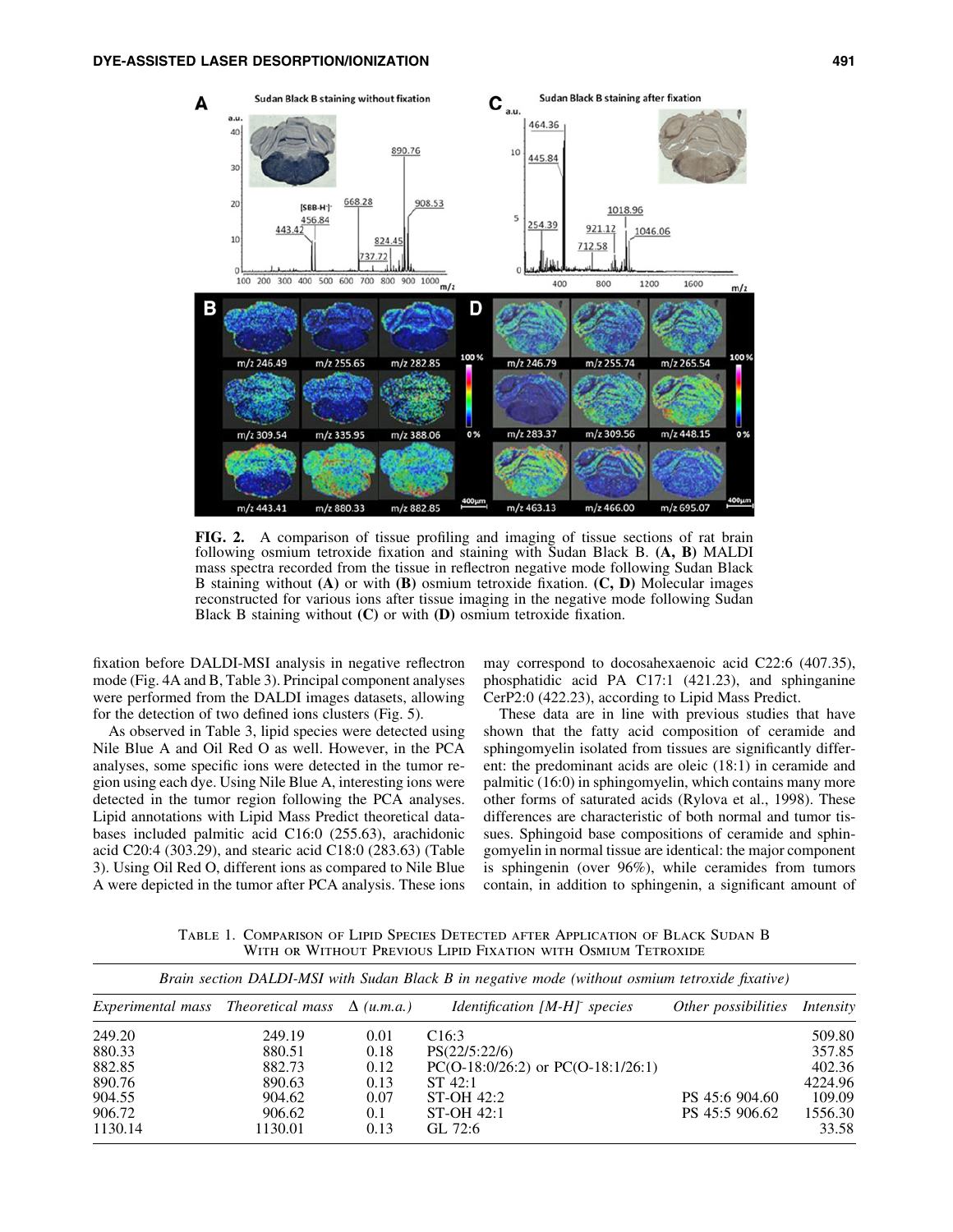FIG. 2. A comparison of tissue profiling and imaging of tissue sections of rat brain following osmium tetroxide fixation and staining with Sudan Black B. **(A, B)** MALDI mass spectra recorded from the tissue in reflectron negative mode following Sudan Black B staining without **(A)** or with **(B)** osmium tetroxide fixation. **(C, D)** Molecular images reconstructed for various ions after tissue imaging in the negative mode following Sudan Black B staining without **(C)** or with **(D)** osmium tetroxide fixation.

fixation before DALDI-MSI analysis in negative reflectron mode (Fig. 4A and B, Table 3). Principal component analyses were performed from the DALDI images datasets, allowing for the detection of two defined ions clusters (Fig. 5).

As observed in Table 3, lipid species were detected using Nile Blue A and Oil Red O as well. However, in the PCA analyses, some specific ions were detected in the tumor region using each dye. Using Nile Blue A, interesting ions were detected in the tumor region following the PCA analyses. Lipid annotations with Lipid Mass Predict theoretical databases included palmitic acid C16:0 (255.63), arachidonic acid C20:4 (303.29), and stearic acid C18:0 (283.63) (Table 3). Using Oil Red O, different ions as compared to Nile Blue A were depicted in the tumor after PCA analysis. These ions may correspond to docosahexaenoic acid C22:6 (407.35), phosphatidic acid PA C17:1 (421.23), and sphinganine CerP2:0 (422.23), according to Lipid Mass Predict.

These data are in line with previous studies that have shown that the fatty acid composition of ceramide and sphingomyelin isolated from tissues are significantly different: the predominant acids are oleic (18:1) in ceramide and palmitic (16:0) in sphingomyelin, which contains many more other forms of saturated acids (Rylova et al., 1998). These differences are characteristic of both normal and tumor tissues. Sphingoid base compositions of ceramide and sphingomyelin in normal tissue are identical: the major component is sphingenin (over 96%), while ceramides from tumors contain, in addition to sphingenin, a significant amount of

Table 1. Comparison of Lipid Species Detected after Application of Black Sudan B With or Without Previous Lipid Fixation with Osmium Tetroxide

| *Brain section DALDI-MSI with Sudan Black B in negative mode (without osmium tetroxide fixative)* | | | | | |
|---|---|---|---|---|---|
| *Experimental mass* | *Theoretical mass* | *Δ (u.m.a.)* | *Identification [M-H]⁻ species* | *Other possibilities* | *Intensity* |
| 249.20 | 249.19 | 0.01 | C16:3 | | 509.80 |
| 880.33 | 880.51 | 0.18 | PS(22/5:22/6) | | 357.85 |
| 882.85 | 882.73 | 0.12 | PC(O-18:0/26:2) or PC(O-18:1/26:1) | | 402.36 |
| 890.76 | 890.63 | 0.13 | ST 42:1 | | 4224.96 |
| 904.55 | 904.62 | 0.07 | ST-OH 42:2 | PS 45:6 904.60 | 109.09 |
| 906.72 | 906.62 | 0.1 | ST-OH 42:1 | PS 45:5 906.62 | 1556.30 |
| 1130.14 | 1130.01 | 0.13 | GL 72:6 | | 33.58 |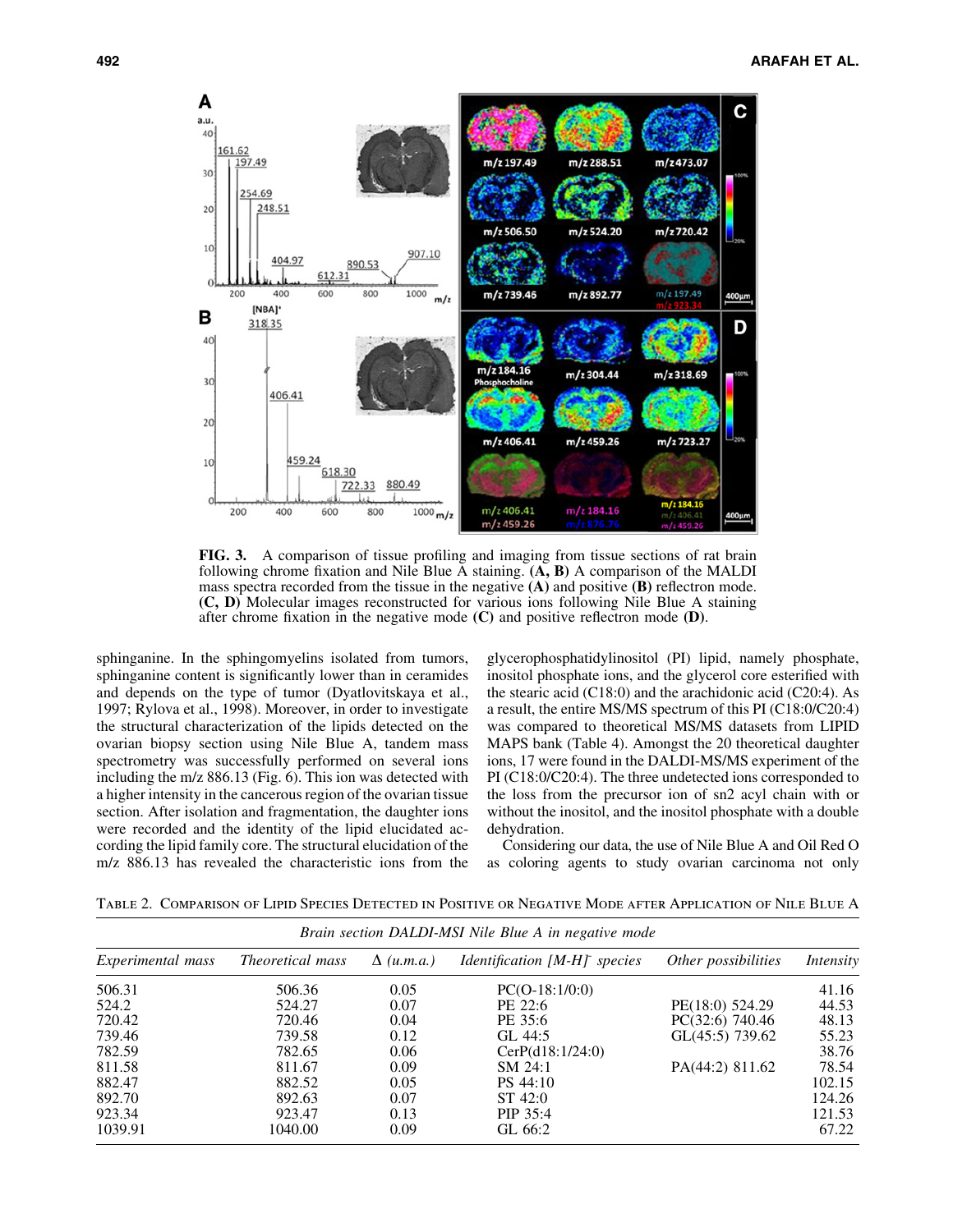FIG. 3. A comparison of tissue profiling and imaging from tissue sections of rat brain following chrome fixation and Nile Blue A staining. **(A, B)** A comparison of the MALDI mass spectra recorded from the tissue in the negative **(A)** and positive **(B)** reflectron mode. **(C, D)** Molecular images reconstructed for various ions following Nile Blue A staining after chrome fixation in the negative mode **(C)** and positive reflectron mode **(D)**.

sphinganine. In the sphingomyelins isolated from tumors, sphinganine content is significantly lower than in ceramides and depends on the type of tumor (Dyatlovitskaya et al., 1997; Rylova et al., 1998). Moreover, in order to investigate the structural characterization of the lipids detected on the ovarian biopsy section using Nile Blue A, tandem mass spectrometry was successfully performed on several ions including the m/z 886.13 (Fig. 6). This ion was detected with a higher intensity in the cancerous region of the ovarian tissue section. After isolation and fragmentation, the daughter ions were recorded and the identity of the lipid elucidated according the lipid family core. The structural elucidation of the m/z 886.13 has revealed the characteristic ions from the glycerophosphatidylinositol (PI) lipid, namely phosphate, inositol phosphate ions, and the glycerol core esterified with the stearic acid (C18:0) and the arachidonic acid (C20:4). As a result, the entire MS/MS spectrum of this PI (C18:0/C20:4) was compared to theoretical MS/MS datasets from LIPID MAPS bank (Table 4). Amongst the 20 theoretical daughter ions, 17 were found in the DALDI-MS/MS experiment of the PI (C18:0/C20:4). The three undetected ions corresponded to the loss from the precursor ion of sn2 acyl chain with or without the inositol, and the inositol phosphate with a double dehydration.

Considering our data, the use of Nile Blue A and Oil Red O as coloring agents to study ovarian carcinoma not only

Table 2. Comparison of Lipid Species Detected in Positive or Negative Mode after Application of Nile Blue A

| *Brain section DALDI-MSI Nile Blue A in negative mode* | | | | | |
|---|---|---|---|---|---|
| *Experimental mass* | *Theoretical mass* | *Δ (u.m.a.)* | *Identification [M-H]⁻ species* | *Other possibilities* | *Intensity* |
| 506.31 | 506.36 | 0.05 | PC(O-18:1/0:0) | | 41.16 |
| 524.2 | 524.27 | 0.07 | PE 22:6 | PE(18:0) 524.29 | 44.53 |
| 720.42 | 720.46 | 0.04 | PE 35:6 | PC(32:6) 740.46 | 48.13 |
| 739.46 | 739.58 | 0.12 | GL 44:5 | GL(45:5) 739.62 | 55.23 |
| 782.59 | 782.65 | 0.06 | CerP(d18:1/24:0) | | 38.76 |
| 811.58 | 811.67 | 0.09 | SM 24:1 | PA(44:2) 811.62 | 78.54 |
| 882.47 | 882.52 | 0.05 | PS 44:10 | | 102.15 |
| 892.70 | 892.63 | 0.07 | ST 42:0 | | 124.26 |
| 923.34 | 923.47 | 0.13 | PIP 35:4 | | 121.53 |
| 1039.91 | 1040.00 | 0.09 | GL 66:2 | | 67.22 |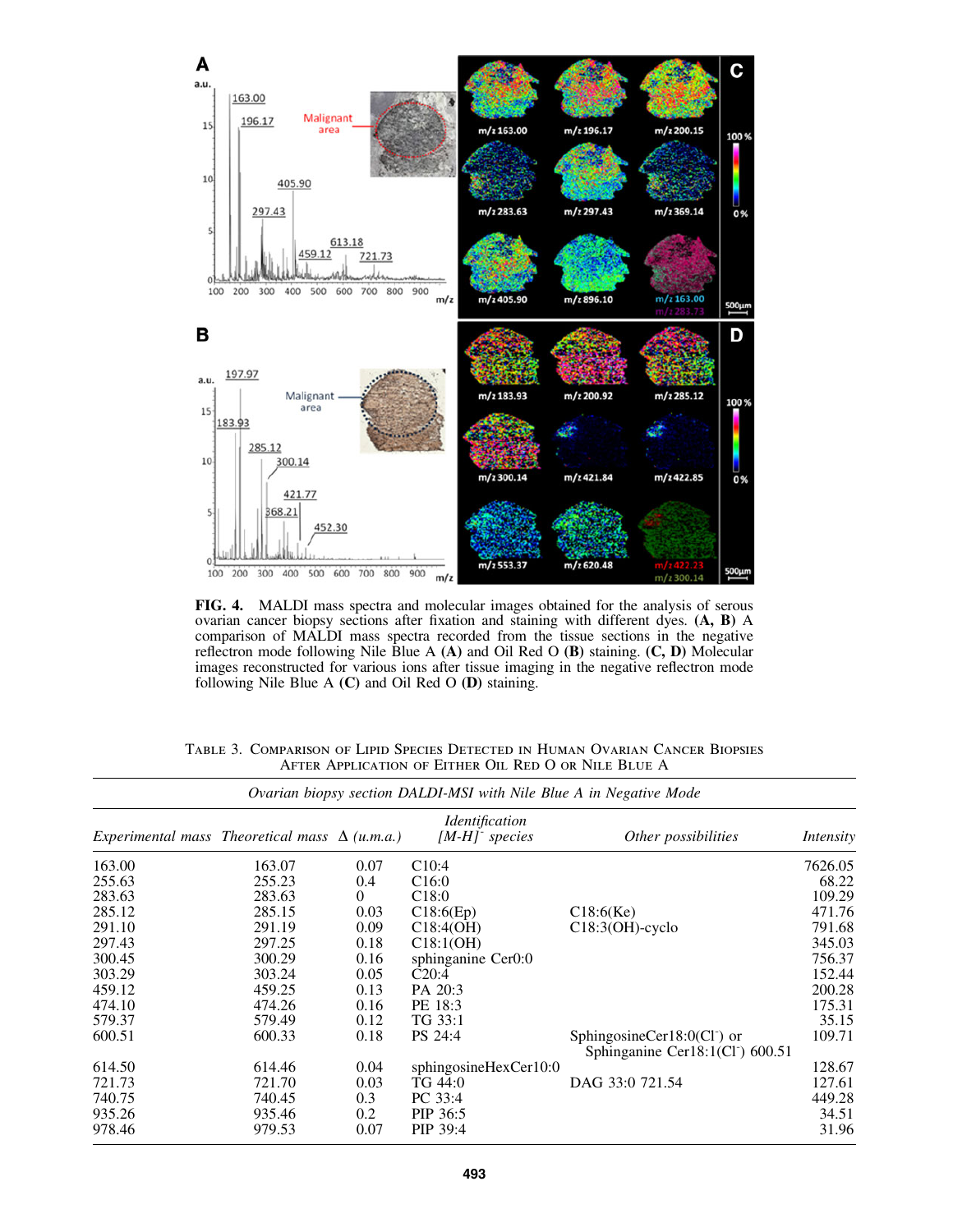**FIG. 4.** MALDI mass spectra and molecular images obtained for the analysis of serous ovarian cancer biopsy sections after fixation and staining with different dyes. **(A, B)** A comparison of MALDI mass spectra recorded from the tissue sections in the negative reflectron mode following Nile Blue A **(A)** and Oil Red O **(B)** staining. **(C, D)** Molecular images reconstructed for various ions after tissue imaging in the negative reflectron mode following Nile Blue A **(C)** and Oil Red O **(D)** staining.

Table 3. Comparison of Lipid Species Detected in Human Ovarian Cancer Biopsies After Application of Either Oil Red O or Nile Blue A

| *Ovarian biopsy section DALDI-MSI with Nile Blue A in Negative Mode* | | | | | |
|---|---|---|---|---|---|
| *Experimental mass* | *Theoretical mass* | *Δ (u.m.a.)* | *Identification $[M\text{-}H]^-$ species* | *Other possibilities* | *Intensity* |
| 163.00 | 163.07 | 0.07 | C10:4 | | 7626.05 |
| 255.63 | 255.23 | 0.4 | C16:0 | | 68.22 |
| 283.63 | 283.63 | 0 | C18:0 | | 109.29 |
| 285.12 | 285.15 | 0.03 | C18:6(Ep) | C18:6(Ke) | 471.76 |
| 291.10 | 291.19 | 0.09 | C18:4(OH) | C18:3(OH)-cyclo | 791.68 |
| 297.43 | 297.25 | 0.18 | C18:1(OH) | | 345.03 |
| 300.45 | 300.29 | 0.16 | sphinganine Cer0:0 | | 756.37 |
| 303.29 | 303.24 | 0.05 | C20:4 | | 152.44 |
| 459.12 | 459.25 | 0.13 | PA 20:3 | | 200.28 |
| 474.10 | 474.26 | 0.16 | PE 18:3 | | 175.31 |
| 579.37 | 579.49 | 0.12 | TG 33:1 | | 35.15 |
| 600.51 | 600.33 | 0.18 | PS 24:4 | SphingosineCer18:0($Cl^-$) or Sphinganine Cer18:1($Cl^-$) 600.51 | 109.71 |
| 614.50 | 614.46 | 0.04 | sphingosineHexCer10:0 | | 128.67 |
| 721.73 | 721.70 | 0.03 | TG 44:0 | DAG 33:0 721.54 | 127.61 |
| 740.75 | 740.45 | 0.3 | PC 33:4 | | 449.28 |
| 935.26 | 935.46 | 0.2 | PIP 36:5 | | 34.51 |
| 978.46 | 979.53 | 0.07 | PIP 39:4 | | 31.96 |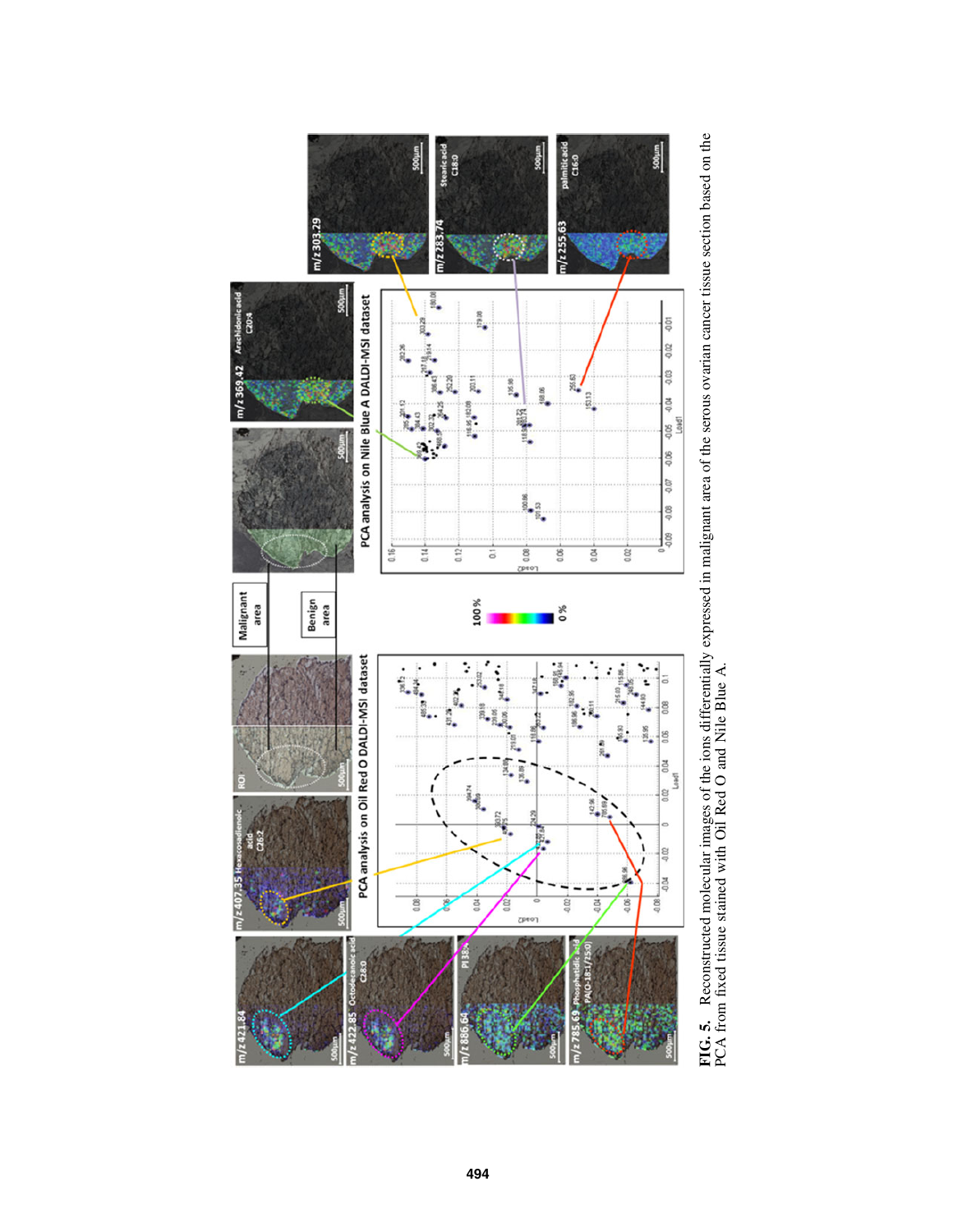**FIG. 5.** Reconstructed molecular images of the ions differentially expressed in malignant area of the serous ovarian cancer tissue section based on the PCA from fixed tissue stained with Oil Red O and Nile Blue A.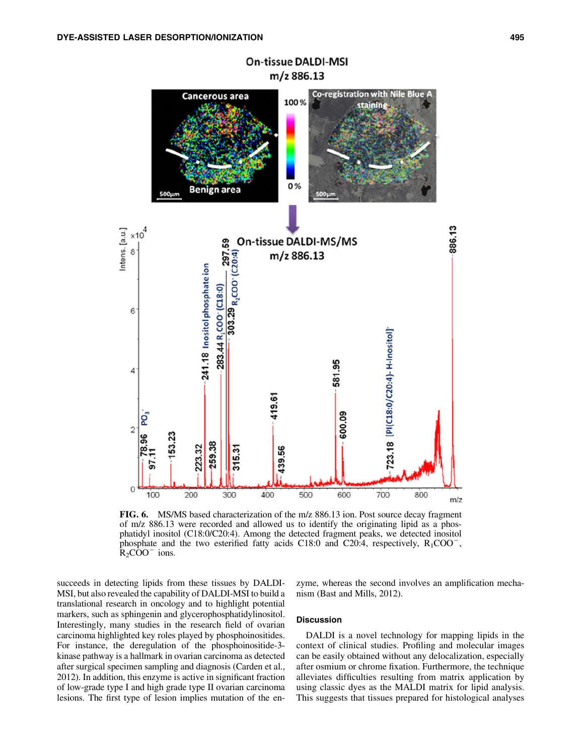FIG. 6. MS/MS based characterization of the m/z 886.13 ion. Post source decay fragment of m/z 886.13 were recorded and allowed us to identify the originating lipid as a phosphatidyl inositol (C18:0/C20:4). Among the detected fragment peaks, we detected inositol phosphate and the two esterified fatty acids C18:0 and C20:4, respectively, $R_1COO^-$, $R_2COO^-$ ions.

succeeds in detecting lipids from these tissues by DALDI-MSI, but also revealed the capability of DALDI-MSI to build a translational research in oncology and to highlight potential markers, such as sphingenin and glycerophosphatidylinositol. Interestingly, many studies in the research field of ovarian carcinoma highlighted key roles played by phosphoinositides. For instance, the deregulation of the phosphoinositide-3-kinase pathway is a hallmark in ovarian carcinoma as detected after surgical specimen sampling and diagnosis (Carden et al., 2012). In addition, this enzyme is active in significant fraction of low-grade type I and high grade type II ovarian carcinoma lesions. The first type of lesion implies mutation of the enzyme, whereas the second involves an amplification mechanism (Bast and Mills, 2012).

## Discussion

DALDI is a novel technology for mapping lipids in the context of clinical studies. Profiling and molecular images can be easily obtained without any delocalization, especially after osmium or chrome fixation. Furthermore, the technique alleviates difficulties resulting from matrix application by using classic dyes as the MALDI matrix for lipid analysis. This suggests that tissues prepared for histological analyses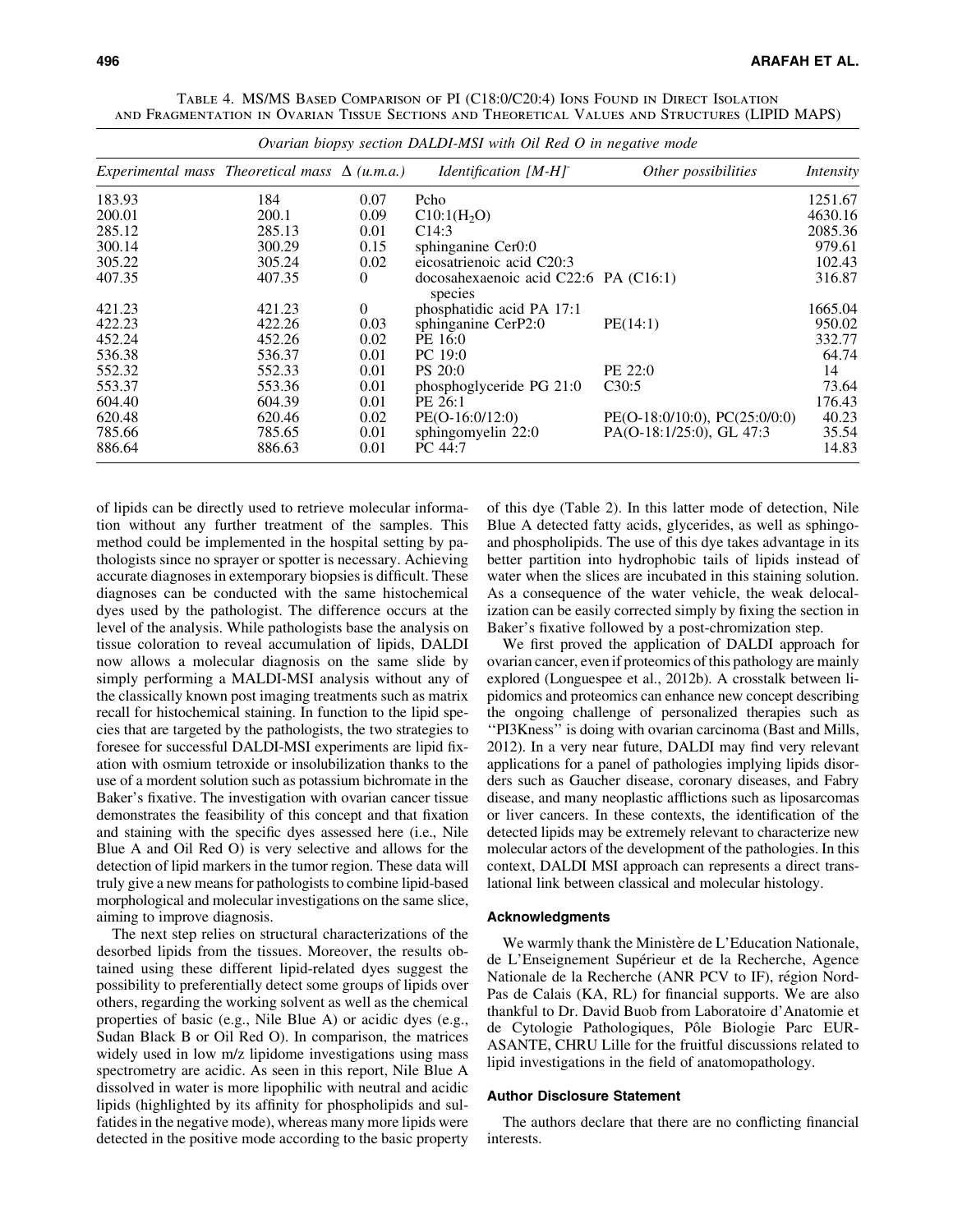Table 4. MS/MS Based Comparison of PI (C18:0/C20:4) Ions Found in Direct Isolation and Fragmentation in Ovarian Tissue Sections and Theoretical Values and Structures (LIPID MAPS)

| *Ovarian biopsy section DALDI-MSI with Oil Red O in negative mode* | | | | | |
|---|---|---|---|---|---|
| *Experimental mass* | *Theoretical mass* | *Δ (u.m.a.)* | *Identification [M-H]⁻* | *Other possibilities* | *Intensity* |
| 183.93 | 184 | 0.07 | Pcho | | 1251.67 |
| 200.01 | 200.1 | 0.09 | C10:1($H_2O$) | | 4630.16 |
| 285.12 | 285.13 | 0.01 | C14:3 | | 2085.36 |
| 300.14 | 300.29 | 0.15 | sphinganine Cer0:0 | | 979.61 |
| 305.22 | 305.24 | 0.02 | eicosatrienoic acid C20:3 | | 102.43 |
| 407.35 | 407.35 | 0 | docosahexaenoic acid C22:6 species | PA (C16:1) | 316.87 |
| 421.23 | 421.23 | 0 | phosphatidic acid PA 17:1 | | 1665.04 |
| 422.23 | 422.26 | 0.03 | sphinganine CerP2:0 | PE(14:1) | 950.02 |
| 452.24 | 452.26 | 0.02 | PE 16:0 | | 332.77 |
| 536.38 | 536.37 | 0.01 | PC 19:0 | | 64.74 |
| 552.32 | 552.33 | 0.01 | PS 20:0 | PE 22:0 | 14 |
| 553.37 | 553.36 | 0.01 | phosphoglyceride PG 21:0 | C30:5 | 73.64 |
| 604.40 | 604.39 | 0.01 | PE 26:1 | | 176.43 |
| 620.48 | 620.46 | 0.02 | PE(O-16:0/12:0) | PE(O-18:0/10:0), PC(25:0/0:0) | 40.23 |
| 785.66 | 785.65 | 0.01 | sphingomyelin 22:0 | PA(O-18:1/25:0), GL 47:3 | 35.54 |
| 886.64 | 886.63 | 0.01 | PC 44:7 | | 14.83 |

of lipids can be directly used to retrieve molecular information without any further treatment of the samples. This method could be implemented in the hospital setting by pathologists since no sprayer or spotter is necessary. Achieving accurate diagnoses in extemporary biopsies is difficult. These diagnoses can be conducted with the same histochemical dyes used by the pathologist. The difference occurs at the level of the analysis. While pathologists base the analysis on tissue coloration to reveal accumulation of lipids, DALDI now allows a molecular diagnosis on the same slide by simply performing a MALDI-MSI analysis without any of the classically known post imaging treatments such as matrix recall for histochemical staining. In function to the lipid species that are targeted by the pathologists, the two strategies to foresee for successful DALDI-MSI experiments are lipid fixation with osmium tetroxide or insolubilization thanks to the use of a mordent solution such as potassium bichromate in the Baker's fixative. The investigation with ovarian cancer tissue demonstrates the feasibility of this concept and that fixation and staining with the specific dyes assessed here (i.e., Nile Blue A and Oil Red O) is very selective and allows for the detection of lipid markers in the tumor region. These data will truly give a new means for pathologists to combine lipid-based morphological and molecular investigations on the same slice, aiming to improve diagnosis.

The next step relies on structural characterizations of the desorbed lipids from the tissues. Moreover, the results obtained using these different lipid-related dyes suggest the possibility to preferentially detect some groups of lipids over others, regarding the working solvent as well as the chemical properties of basic (e.g., Nile Blue A) or acidic dyes (e.g., Sudan Black B or Oil Red O). In comparison, the matrices widely used in low m/z lipidome investigations using mass spectrometry are acidic. As seen in this report, Nile Blue A dissolved in water is more lipophilic with neutral and acidic lipids (highlighted by its affinity for phospholipids and sulfatides in the negative mode), whereas many more lipids were detected in the positive mode according to the basic property of this dye (Table 2). In this latter mode of detection, Nile Blue A detected fatty acids, glycerides, as well as sphingo- and phospholipids. The use of this dye takes advantage in its better partition into hydrophobic tails of lipids instead of water when the slices are incubated in this staining solution. As a consequence of the water vehicle, the weak delocalization can be easily corrected simply by fixing the section in Baker's fixative followed by a post-chromization step.

We first proved the application of DALDI approach for ovarian cancer, even if proteomics of this pathology are mainly explored (Longuespee et al., 2012b). A crosstalk between lipidomics and proteomics can enhance new concept describing the ongoing challenge of personalized therapies such as "PI3Kness" is doing with ovarian carcinoma (Bast and Mills, 2012). In a very near future, DALDI may find very relevant applications for a panel of pathologies implying lipids disorders such as Gaucher disease, coronary diseases, and Fabry disease, and many neoplastic afflictions such as liposarcomas or liver cancers. In these contexts, the identification of the detected lipids may be extremely relevant to characterize new molecular actors of the development of the pathologies. In this context, DALDI MSI approach can represents a direct translational link between classical and molecular histology.

### Acknowledgments

We warmly thank the Ministère de L'Education Nationale, de L'Enseignement Supérieur et de la Recherche, Agence Nationale de la Recherche (ANR PCV to IF), région Nord-Pas de Calais (KA, RL) for financial supports. We are also thankful to Dr. David Buob from Laboratoire d'Anatomie et de Cytologie Pathologiques, Pôle Biologie Parc EURASANTE, CHRU Lille for the fruitful discussions related to lipid investigations in the field of anatomopathology.

### Author Disclosure Statement

The authors declare that there are no conflicting financial interests.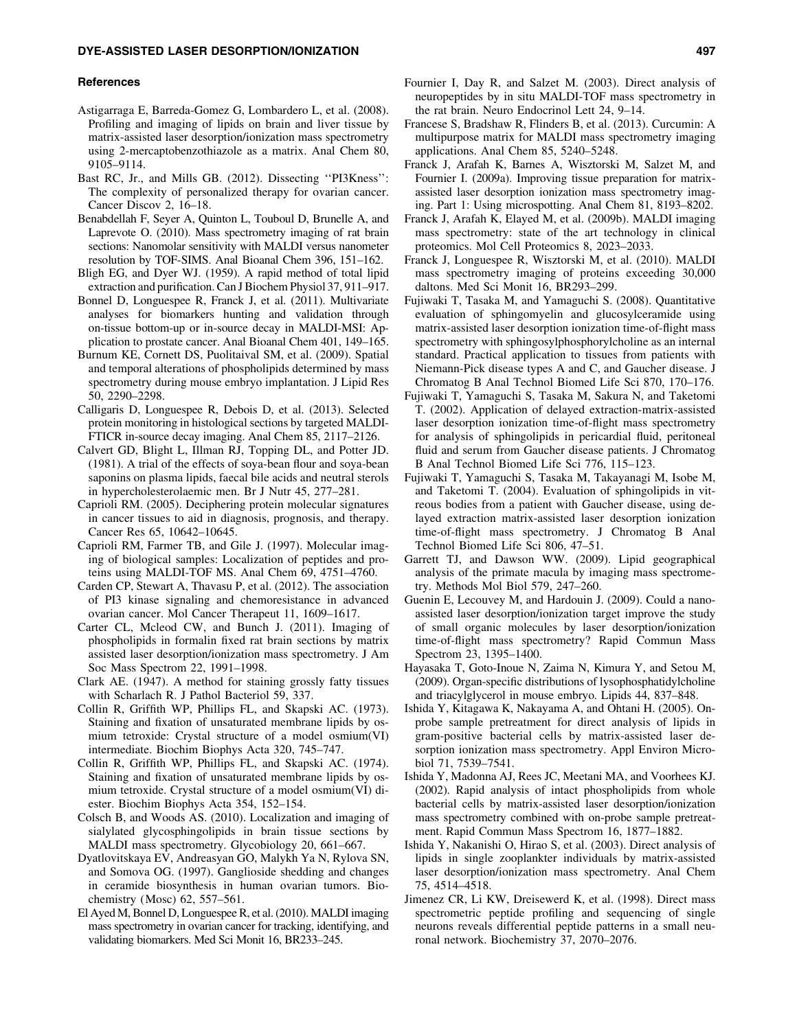### References

Astigarraga E, Barreda-Gomez G, Lombardero L, et al. (2008). Profiling and imaging of lipids on brain and liver tissue by matrix-assisted laser desorption/ionization mass spectrometry using 2-mercaptobenzothiazole as a matrix. Anal Chem 80, 9105–9114.

Bast RC, Jr., and Mills GB. (2012). Dissecting ''PI3Kness'': The complexity of personalized therapy for ovarian cancer. Cancer Discov 2, 16–18.

Benabdellah F, Seyer A, Quinton L, Touboul D, Brunelle A, and Laprevote O. (2010). Mass spectrometry imaging of rat brain sections: Nanomolar sensitivity with MALDI versus nanometer resolution by TOF-SIMS. Anal Bioanal Chem 396, 151–162.

Bligh EG, and Dyer WJ. (1959). A rapid method of total lipid extraction and purification. Can J Biochem Physiol 37, 911–917.

Bonnel D, Longuespee R, Franck J, et al. (2011). Multivariate analyses for biomarkers hunting and validation through on-tissue bottom-up or in-source decay in MALDI-MSI: Application to prostate cancer. Anal Bioanal Chem 401, 149–165.

Burnum KE, Cornett DS, Puolitaival SM, et al. (2009). Spatial and temporal alterations of phospholipids determined by mass spectrometry during mouse embryo implantation. J Lipid Res 50, 2290–2298.

Calligaris D, Longuespee R, Debois D, et al. (2013). Selected protein monitoring in histological sections by targeted MALDI-FTICR in-source decay imaging. Anal Chem 85, 2117–2126.

Calvert GD, Blight L, Illman RJ, Topping DL, and Potter JD. (1981). A trial of the effects of soya-bean flour and soya-bean saponins on plasma lipids, faecal bile acids and neutral sterols in hypercholesterolaemic men. Br J Nutr 45, 277–281.

Caprioli RM. (2005). Deciphering protein molecular signatures in cancer tissues to aid in diagnosis, prognosis, and therapy. Cancer Res 65, 10642–10645.

Caprioli RM, Farmer TB, and Gile J. (1997). Molecular imaging of biological samples: Localization of peptides and proteins using MALDI-TOF MS. Anal Chem 69, 4751–4760.

Carden CP, Stewart A, Thavasu P, et al. (2012). The association of PI3 kinase signaling and chemoresistance in advanced ovarian cancer. Mol Cancer Therapeut 11, 1609–1617.

Carter CL, Mcleod CW, and Bunch J. (2011). Imaging of phospholipids in formalin fixed rat brain sections by matrix assisted laser desorption/ionization mass spectrometry. J Am Soc Mass Spectrom 22, 1991–1998.

Clark AE. (1947). A method for staining grossly fatty tissues with Scharlach R. J Pathol Bacteriol 59, 337.

Collin R, Griffith WP, Phillips FL, and Skapski AC. (1973). Staining and fixation of unsaturated membrane lipids by osmium tetroxide: Crystal structure of a model osmium(VI) intermediate. Biochim Biophys Acta 320, 745–747.

Collin R, Griffith WP, Phillips FL, and Skapski AC. (1974). Staining and fixation of unsaturated membrane lipids by osmium tetroxide. Crystal structure of a model osmium(VI) diester. Biochim Biophys Acta 354, 152–154.

Colsch B, and Woods AS. (2010). Localization and imaging of sialylated glycosphingolipids in brain tissue sections by MALDI mass spectrometry. Glycobiology 20, 661–667.

Dyatlovitskaya EV, Andreasyan GO, Malykh Ya N, Rylova SN, and Somova OG. (1997). Ganglioside shedding and changes in ceramide biosynthesis in human ovarian tumors. Biochemistry (Mosc) 62, 557–561.

El Ayed M, Bonnel D, Longuespee R, et al. (2010). MALDI imaging mass spectrometry in ovarian cancer for tracking, identifying, and validating biomarkers. Med Sci Monit 16, BR233–245.

Fournier I, Day R, and Salzet M. (2003). Direct analysis of neuropeptides by in situ MALDI-TOF mass spectrometry in the rat brain. Neuro Endocrinol Lett 24, 9–14.

Francese S, Bradshaw R, Flinders B, et al. (2013). Curcumin: A multipurpose matrix for MALDI mass spectrometry imaging applications. Anal Chem 85, 5240–5248.

Franck J, Arafah K, Barnes A, Wisztorski M, Salzet M, and Fournier I. (2009a). Improving tissue preparation for matrix-assisted laser desorption ionization mass spectrometry imaging. Part 1: Using microspotting. Anal Chem 81, 8193–8202.

Franck J, Arafah K, Elayed M, et al. (2009b). MALDI imaging mass spectrometry: state of the art technology in clinical proteomics. Mol Cell Proteomics 8, 2023–2033.

Franck J, Longuespee R, Wisztorski M, et al. (2010). MALDI mass spectrometry imaging of proteins exceeding 30,000 daltons. Med Sci Monit 16, BR293–299.

Fujiwaki T, Tasaka M, and Yamaguchi S. (2008). Quantitative evaluation of sphingomyelin and glucosylceramide using matrix-assisted laser desorption ionization time-of-flight mass spectrometry with sphingosylphosphorylcholine as an internal standard. Practical application to tissues from patients with Niemann-Pick disease types A and C, and Gaucher disease. J Chromatog B Anal Technol Biomed Life Sci 870, 170–176.

Fujiwaki T, Yamaguchi S, Tasaka M, Sakura N, and Taketomi T. (2002). Application of delayed extraction-matrix-assisted laser desorption ionization time-of-flight mass spectrometry for analysis of sphingolipids in pericardial fluid, peritoneal fluid and serum from Gaucher disease patients. J Chromatog B Anal Technol Biomed Life Sci 776, 115–123.

Fujiwaki T, Yamaguchi S, Tasaka M, Takayanagi M, Isobe M, and Taketomi T. (2004). Evaluation of sphingolipids in vitreous bodies from a patient with Gaucher disease, using delayed extraction matrix-assisted laser desorption ionization time-of-flight mass spectrometry. J Chromatog B Anal Technol Biomed Life Sci 806, 47–51.

Garrett TJ, and Dawson WW. (2009). Lipid geographical analysis of the primate macula by imaging mass spectrometry. Methods Mol Biol 579, 247–260.

Guenin E, Lecouvey M, and Hardouin J. (2009). Could a nano-assisted laser desorption/ionization target improve the study of small organic molecules by laser desorption/ionization time-of-flight mass spectrometry? Rapid Commun Mass Spectrom 23, 1395–1400.

Hayasaka T, Goto-Inoue N, Zaima N, Kimura Y, and Setou M, (2009). Organ-specific distributions of lysophosphatidylcholine and triacylglycerol in mouse embryo. Lipids 44, 837–848.

Ishida Y, Kitagawa K, Nakayama A, and Ohtani H. (2005). On-probe sample pretreatment for direct analysis of lipids in gram-positive bacterial cells by matrix-assisted laser desorption ionization mass spectrometry. Appl Environ Microbiol 71, 7539–7541.

Ishida Y, Madonna AJ, Rees JC, Meetani MA, and Voorhees KJ. (2002). Rapid analysis of intact phospholipids from whole bacterial cells by matrix-assisted laser desorption/ionization mass spectrometry combined with on-probe sample pretreatment. Rapid Commun Mass Spectrom 16, 1877–1882.

Ishida Y, Nakanishi O, Hirao S, et al. (2003). Direct analysis of lipids in single zooplankter individuals by matrix-assisted laser desorption/ionization mass spectrometry. Anal Chem 75, 4514–4518.

Jimenez CR, Li KW, Dreisewerd K, et al. (1998). Direct mass spectrometric peptide profiling and sequencing of single neurons reveals differential peptide patterns in a small neuronal network. Biochemistry 37, 2070–2076.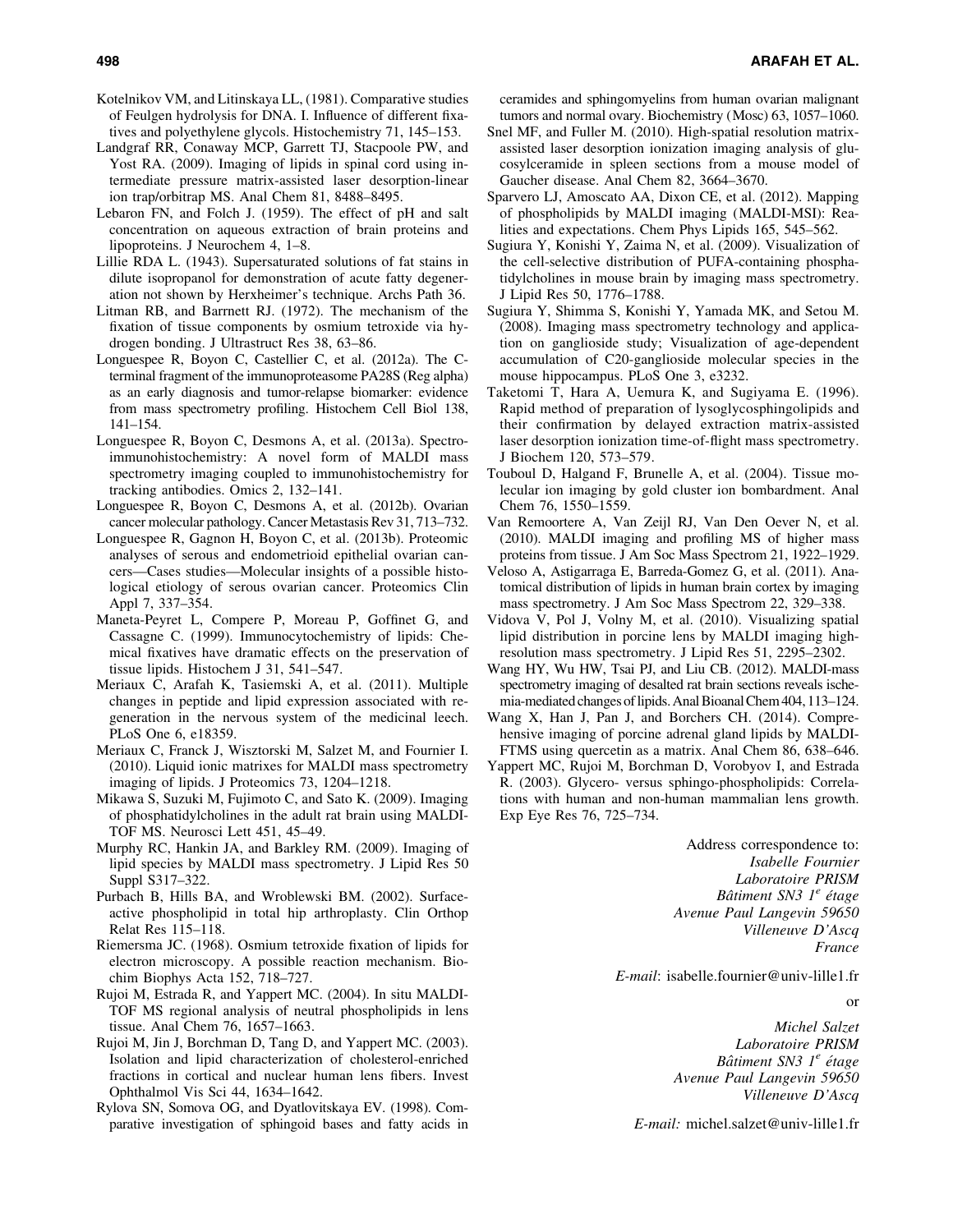Kotelnikov VM, and Litinskaya LL, (1981). Comparative studies of Feulgen hydrolysis for DNA. I. Influence of different fixatives and polyethylene glycols. Histochemistry 71, 145–153.

Landgraf RR, Conaway MCP, Garrett TJ, Stacpoole PW, and Yost RA. (2009). Imaging of lipids in spinal cord using intermediate pressure matrix-assisted laser desorption-linear ion trap/orbitrap MS. Anal Chem 81, 8488–8495.

Lebaron FN, and Folch J. (1959). The effect of pH and salt concentration on aqueous extraction of brain proteins and lipoproteins. J Neurochem 4, 1–8.

Lillie RDA L. (1943). Supersaturated solutions of fat stains in dilute isopropanol for demonstration of acute fatty degeneration not shown by Herxheimer's technique. Archs Path 36.

Litman RB, and Barrnett RJ. (1972). The mechanism of the fixation of tissue components by osmium tetroxide via hydrogen bonding. J Ultrastruct Res 38, 63–86.

Longuespee R, Boyon C, Castellier C, et al. (2012a). The C-terminal fragment of the immunoproteasome PA28S (Reg alpha) as an early diagnosis and tumor-relapse biomarker: evidence from mass spectrometry profiling. Histochem Cell Biol 138, 141–154.

Longuespee R, Boyon C, Desmons A, et al. (2013a). Spectroimmunohistochemistry: A novel form of MALDI mass spectrometry imaging coupled to immunohistochemistry for tracking antibodies. Omics 2, 132–141.

Longuespee R, Boyon C, Desmons A, et al. (2012b). Ovarian cancer molecular pathology. Cancer Metastasis Rev 31, 713–732.

Longuespee R, Gagnon H, Boyon C, et al. (2013b). Proteomic analyses of serous and endometrioid epithelial ovarian cancers—Cases studies—Molecular insights of a possible histological etiology of serous ovarian cancer. Proteomics Clin Appl 7, 337–354.

Maneta-Peyret L, Compere P, Moreau P, Goffinet G, and Cassagne C. (1999). Immunocytochemistry of lipids: Chemical fixatives have dramatic effects on the preservation of tissue lipids. Histochem J 31, 541–547.

Meriaux C, Arafah K, Tasiemski A, et al. (2011). Multiple changes in peptide and lipid expression associated with regeneration in the nervous system of the medicinal leech. PLoS One 6, e18359.

Meriaux C, Franck J, Wisztorski M, Salzet M, and Fournier I. (2010). Liquid ionic matrixes for MALDI mass spectrometry imaging of lipids. J Proteomics 73, 1204–1218.

Mikawa S, Suzuki M, Fujimoto C, and Sato K. (2009). Imaging of phosphatidylcholines in the adult rat brain using MALDI-TOF MS. Neurosci Lett 451, 45–49.

Murphy RC, Hankin JA, and Barkley RM. (2009). Imaging of lipid species by MALDI mass spectrometry. J Lipid Res 50 Suppl S317–322.

Purbach B, Hills BA, and Wroblewski BM. (2002). Surface-active phospholipid in total hip arthroplasty. Clin Orthop Relat Res 115–118.

Riemersma JC. (1968). Osmium tetroxide fixation of lipids for electron microscopy. A possible reaction mechanism. Biochim Biophys Acta 152, 718–727.

Rujoi M, Estrada R, and Yappert MC. (2004). In situ MALDI-TOF MS regional analysis of neutral phospholipids in lens tissue. Anal Chem 76, 1657–1663.

Rujoi M, Jin J, Borchman D, Tang D, and Yappert MC. (2003). Isolation and lipid characterization of cholesterol-enriched fractions in cortical and nuclear human lens fibers. Invest Ophthalmol Vis Sci 44, 1634–1642.

Rylova SN, Somova OG, and Dyatlovitskaya EV. (1998). Comparative investigation of sphingoid bases and fatty acids in ceramides and sphingomyelins from human ovarian malignant tumors and normal ovary. Biochemistry (Mosc) 63, 1057–1060.

Snel MF, and Fuller M. (2010). High-spatial resolution matrix-assisted laser desorption ionization imaging analysis of glucosylceramide in spleen sections from a mouse model of Gaucher disease. Anal Chem 82, 3664–3670.

Sparvero LJ, Amoscato AA, Dixon CE, et al. (2012). Mapping of phospholipids by MALDI imaging (MALDI-MSI): Realities and expectations. Chem Phys Lipids 165, 545–562.

Sugiura Y, Konishi Y, Zaima N, et al. (2009). Visualization of the cell-selective distribution of PUFA-containing phosphatidylcholines in mouse brain by imaging mass spectrometry. J Lipid Res 50, 1776–1788.

Sugiura Y, Shimma S, Konishi Y, Yamada MK, and Setou M. (2008). Imaging mass spectrometry technology and application on ganglioside study; Visualization of age-dependent accumulation of C20-ganglioside molecular species in the mouse hippocampus. PLoS One 3, e3232.

Taketomi T, Hara A, Uemura K, and Sugiyama E. (1996). Rapid method of preparation of lysoglycosphingolipids and their confirmation by delayed extraction matrix-assisted laser desorption ionization time-of-flight mass spectrometry. J Biochem 120, 573–579.

Touboul D, Halgand F, Brunelle A, et al. (2004). Tissue molecular ion imaging by gold cluster ion bombardment. Anal Chem 76, 1550–1559.

Van Remoortere A, Van Zeijl RJ, Van Den Oever N, et al. (2010). MALDI imaging and profiling MS of higher mass proteins from tissue. J Am Soc Mass Spectrom 21, 1922–1929.

Veloso A, Astigarraga E, Barreda-Gomez G, et al. (2011). Anatomical distribution of lipids in human brain cortex by imaging mass spectrometry. J Am Soc Mass Spectrom 22, 329–338.

Vidova V, Pol J, Volny M, et al. (2010). Visualizing spatial lipid distribution in porcine lens by MALDI imaging high-resolution mass spectrometry. J Lipid Res 51, 2295–2302.

Wang HY, Wu HW, Tsai PJ, and Liu CB. (2012). MALDI-mass spectrometry imaging of desalted rat brain sections reveals ischemia-mediated changes of lipids. Anal Bioanal Chem 404, 113–124.

Wang X, Han J, Pan J, and Borchers CH. (2014). Comprehensive imaging of porcine adrenal gland lipids by MALDI-FTMS using quercetin as a matrix. Anal Chem 86, 638–646.

Yappert MC, Rujoi M, Borchman D, Vorobyov I, and Estrada R. (2003). Glycero- versus sphingo-phospholipids: Correlations with human and non-human mammalian lens growth. Exp Eye Res 76, 725–734.

Address correspondence to:
*Isabelle Fournier*
*Laboratoire PRISM*
*Bâtiment SN3 1$^{e}$ étage*
*Avenue Paul Langevin 59650*
*Villeneuve D'Ascq*
*France*

*E-mail*: isabelle.fournier@univ-lille1.fr

or

*Michel Salzet*
*Laboratoire PRISM*
*Bâtiment SN3 1$^{e}$ étage*
*Avenue Paul Langevin 59650*
*Villeneuve D'Ascq*

*E-mail:* michel.salzet@univ-lille1.fr